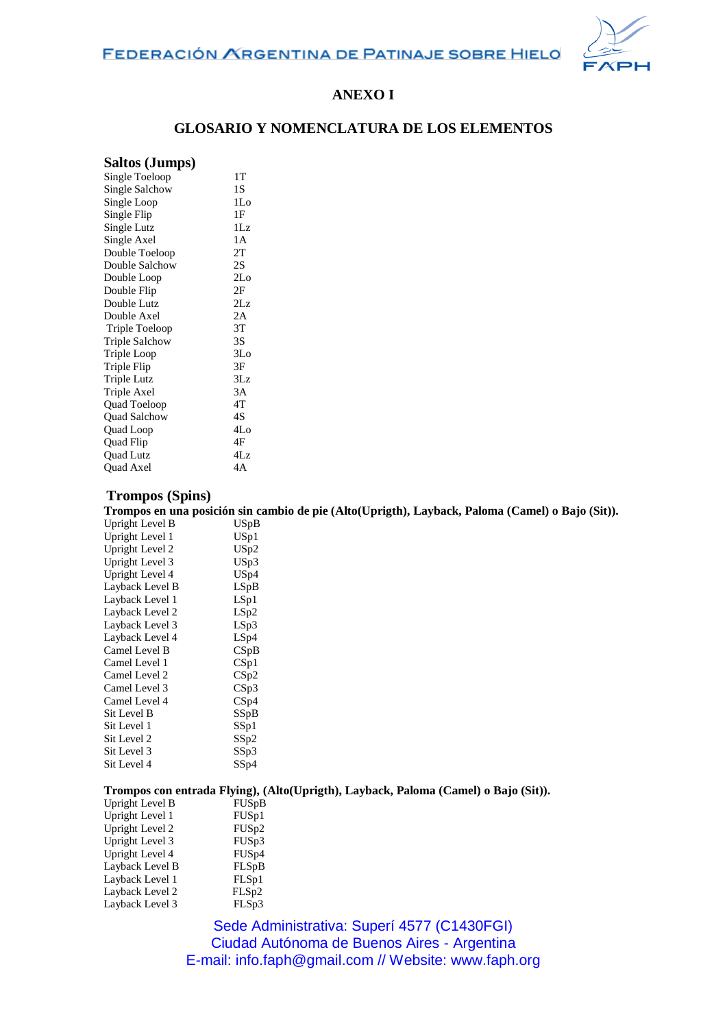# ANEXO I

## GLOSARIO Y NOMENCLATURA DE LOS ELEMENTOS

### Saltos (Jumps)

| | |
|---|---|
| Single Toeloop | 1T |
| Single Salchow | 1S |
| Single Loop | 1Lo |
| Single Flip | 1F |
| Single Lutz | 1Lz |
| Single Axel | 1A |
| Double Toeloop | 2T |
| Double Salchow | 2S |
| Double Loop | 2Lo |
| Double Flip | 2F |
| Double Lutz | 2Lz |
| Double Axel | 2A |
| Triple Toeloop | 3T |
| Triple Salchow | 3S |
| Triple Loop | 3Lo |
| Triple Flip | 3F |
| Triple Lutz | 3Lz |
| Triple Axel | 3A |
| Quad Toeloop | 4T |
| Quad Salchow | 4S |
| Quad Loop | 4Lo |
| Quad Flip | 4F |
| Quad Lutz | 4Lz |
| Quad Axel | 4A |

### Trompos (Spins)

**Trompos en una posición sin cambio de pie (Alto(Uprigth), Layback, Paloma (Camel) o Bajo (Sit)).**

| | |
|---|---|
| Upright Level B | USpB |
| Upright Level 1 | USp1 |
| Upright Level 2 | USp2 |
| Upright Level 3 | USp3 |
| Upright Level 4 | USp4 |
| Layback Level B | LSpB |
| Layback Level 1 | LSp1 |
| Layback Level 2 | LSp2 |
| Layback Level 3 | LSp3 |
| Layback Level 4 | LSp4 |
| Camel Level B | CSpB |
| Camel Level 1 | CSp1 |
| Camel Level 2 | CSp2 |
| Camel Level 3 | CSp3 |
| Camel Level 4 | CSp4 |
| Sit Level B | SSpB |
| Sit Level 1 | SSp1 |
| Sit Level 2 | SSp2 |
| Sit Level 3 | SSp3 |
| Sit Level 4 | SSp4 |

**Trompos con entrada Flying), (Alto(Uprigth), Layback, Paloma (Camel) o Bajo (Sit)).**

| | |
|---|---|
| Upright Level B | FUSpB |
| Upright Level 1 | FUSp1 |
| Upright Level 2 | FUSp2 |
| Upright Level 3 | FUSp3 |
| Upright Level 4 | FUSp4 |
| Layback Level B | FLSpB |
| Layback Level 1 | FLSp1 |
| Layback Level 2 | FLSp2 |
| Layback Level 3 | FLSp3 |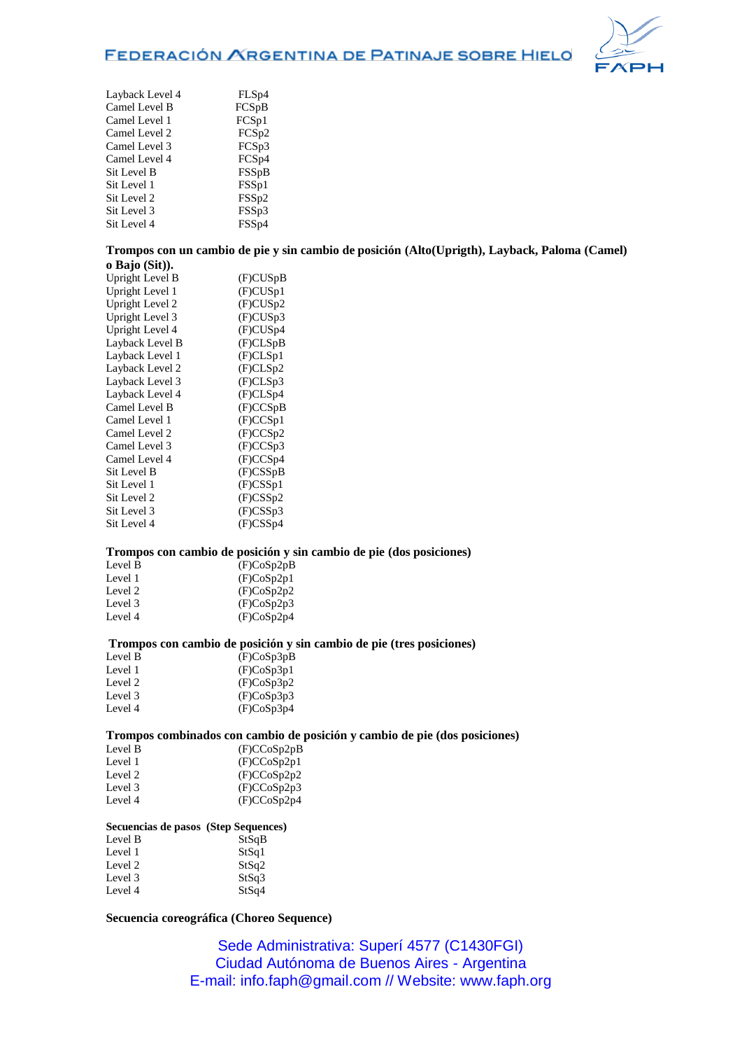| | |
|---|---|
| Layback Level 4 | FLSp4 |
| Camel Level B | FCSpB |
| Camel Level 1 | FCSp1 |
| Camel Level 2 | FCSp2 |
| Camel Level 3 | FCSp3 |
| Camel Level 4 | FCSp4 |
| Sit Level B | FSSpB |
| Sit Level 1 | FSSp1 |
| Sit Level 2 | FSSp2 |
| Sit Level 3 | FSSp3 |
| Sit Level 4 | FSSp4 |

**Trompos con un cambio de pie y sin cambio de posición (Alto(Uprigth), Layback, Paloma (Camel) o Bajo (Sit)).**

| | |
|---|---|
| Upright Level B | (F)CUSpB |
| Upright Level 1 | (F)CUSp1 |
| Upright Level 2 | (F)CUSp2 |
| Upright Level 3 | (F)CUSp3 |
| Upright Level 4 | (F)CUSp4 |
| Layback Level B | (F)CLSpB |
| Layback Level 1 | (F)CLSp1 |
| Layback Level 2 | (F)CLSp2 |
| Layback Level 3 | (F)CLSp3 |
| Layback Level 4 | (F)CLSp4 |
| Camel Level B | (F)CCSpB |
| Camel Level 1 | (F)CCSp1 |
| Camel Level 2 | (F)CCSp2 |
| Camel Level 3 | (F)CCSp3 |
| Camel Level 4 | (F)CCSp4 |
| Sit Level B | (F)CSSpB |
| Sit Level 1 | (F)CSSp1 |
| Sit Level 2 | (F)CSSp2 |
| Sit Level 3 | (F)CSSp3 |
| Sit Level 4 | (F)CSSp4 |

**Trompos con cambio de posición y sin cambio de pie (dos posiciones)**

| | |
|---|---|
| Level B | (F)CoSp2pB |
| Level 1 | (F)CoSp2p1 |
| Level 2 | (F)CoSp2p2 |
| Level 3 | (F)CoSp2p3 |
| Level 4 | (F)CoSp2p4 |

**Trompos con cambio de posición y sin cambio de pie (tres posiciones)**

| | |
|---|---|
| Level B | (F)CoSp3pB |
| Level 1 | (F)CoSp3p1 |
| Level 2 | (F)CoSp3p2 |
| Level 3 | (F)CoSp3p3 |
| Level 4 | (F)CoSp3p4 |

**Trompos combinados con cambio de posición y cambio de pie (dos posiciones)**

| | |
|---|---|
| Level B | (F)CCoSp2pB |
| Level 1 | (F)CCoSp2p1 |
| Level 2 | (F)CCoSp2p2 |
| Level 3 | (F)CCoSp2p3 |
| Level 4 | (F)CCoSp2p4 |

**Secuencias de pasos (Step Sequences)**

| | |
|---|---|
| Level B | StSqB |
| Level 1 | StSq1 |
| Level 2 | StSq2 |
| Level 3 | StSq3 |
| Level 4 | StSq4 |

**Secuencia coreográfica (Choreo Sequence)**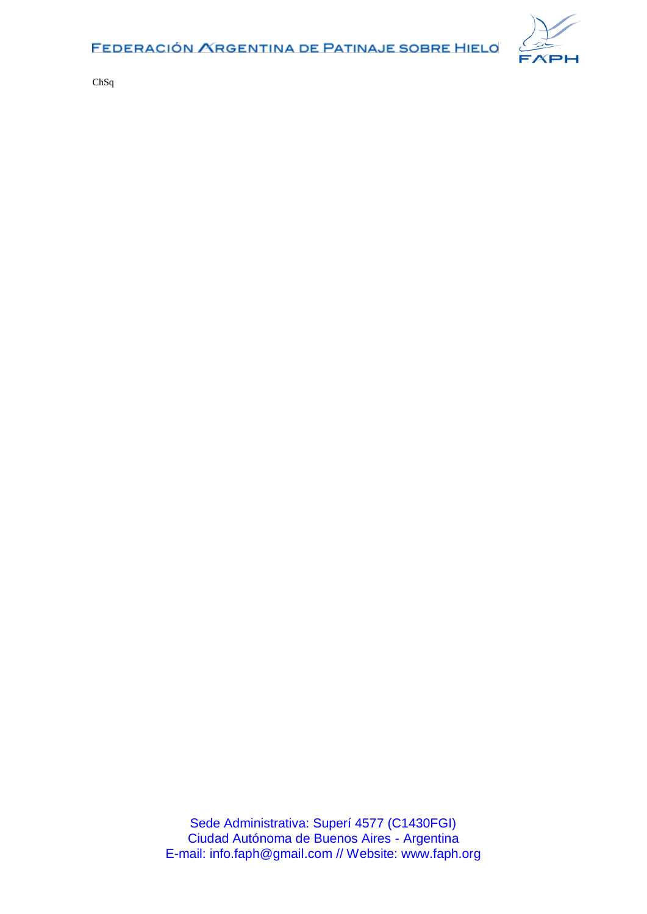ChSq